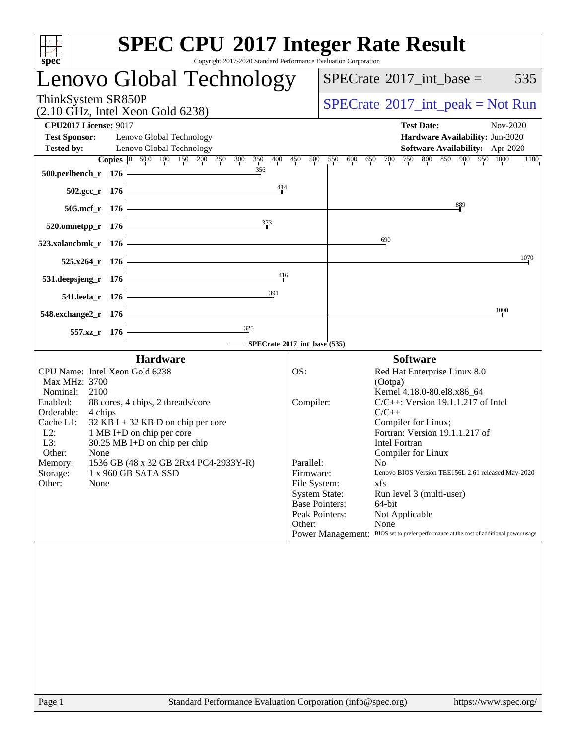# SPEC CPU 2017 Integer Rate Result

Copyright 2017-2020 Standard Performance Evaluation Corporation

## Lenovo Global Technology

ThinkSystem SR850P
(2.10 GHz, Intel Xeon Gold 6238)

SPECrate 2017_int_base = 535

SPECrate 2017_int_peak = Not Run

**CPU2017 License:** 9017
**Test Sponsor:** Lenovo Global Technology
**Tested by:** Lenovo Global Technology

**Test Date:** Nov-2020
**Hardware Availability:** Jun-2020
**Software Availability:** Apr-2020

| Benchmark | Copies | SPECrate 2017_int_base |
|---|---|---|
| 500.perlbench_r | 176 | 356 |
| 502.gcc_r | 176 | 414 |
| 505.mcf_r | 176 | 889 |
| 520.omnetpp_r | 176 | 373 |
| 523.xalancbmk_r | 176 | 690 |
| 525.x264_r | 176 | 1070 |
| 531.deepsjeng_r | 176 | 416 |
| 541.leela_r | 176 | 391 |
| 548.exchange2_r | 176 | 1000 |
| 557.xz_r | 176 | 325 |

SPECrate 2017_int_base (535)

### Hardware

| | |
|---|---|
| CPU Name: | Intel Xeon Gold 6238 |
| Max MHz: | 3700 |
| Nominal: | 2100 |
| Enabled: | 88 cores, 4 chips, 2 threads/core |
| Orderable: | 4 chips |
| Cache L1: | 32 KB I + 32 KB D on chip per core |
| L2: | 1 MB I+D on chip per core |
| L3: | 30.25 MB I+D on chip per chip |
| Other: | None |
| Memory: | 1536 GB (48 x 32 GB 2Rx4 PC4-2933Y-R) |
| Storage: | 1 x 960 GB SATA SSD |
| Other: | None |

### Software

| | |
|---|---|
| OS: | Red Hat Enterprise Linux 8.0 (Ootpa) Kernel 4.18.0-80.el8.x86_64 |
| Compiler: | C/C++: Version 19.1.1.217 of Intel C/C++ Compiler for Linux; Fortran: Version 19.1.1.217 of Intel Fortran Compiler for Linux |
| Parallel: | No |
| Firmware: | Lenovo BIOS Version TEE156L 2.61 released May-2020 |
| File System: | xfs |
| System State: | Run level 3 (multi-user) |
| Base Pointers: | 64-bit |
| Peak Pointers: | Not Applicable |
| Other: | None |
| Power Management: | BIOS set to prefer performance at the cost of additional power usage |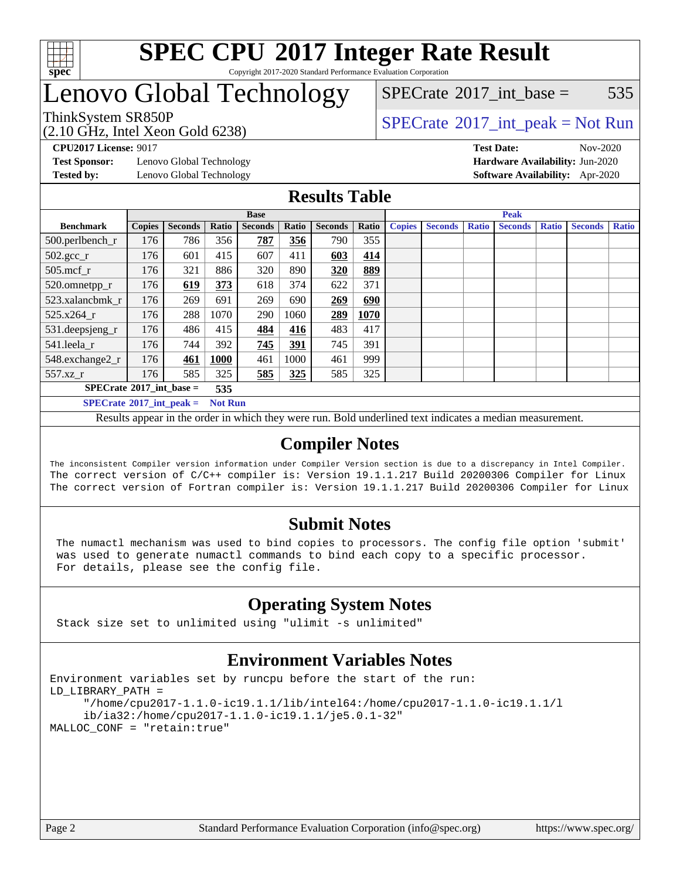# SPEC CPU 2017 Integer Rate Result

Copyright 2017-2020 Standard Performance Evaluation Corporation

# Lenovo Global Technology

ThinkSystem SR850P
(2.10 GHz, Intel Xeon Gold 6238)

SPECrate 2017_int_base = 535

SPECrate 2017_int_peak = Not Run

**CPU2017 License:** 9017
**Test Sponsor:** Lenovo Global Technology
**Tested by:** Lenovo Global Technology

**Test Date:** Nov-2020
**Hardware Availability:** Jun-2020
**Software Availability:** Apr-2020

## Results Table

| | Base | | | | | | | Peak | | | | | | |
|---|---|---|---|---|---|---|---|---|---|---|---|---|---|---|
| **Benchmark** | **Copies** | **Seconds** | **Ratio** | **Seconds** | **Ratio** | **Seconds** | **Ratio** | **Copies** | **Seconds** | **Ratio** | **Seconds** | **Ratio** | **Seconds** | **Ratio** |
| 500.perlbench_r | 176 | 786 | 356 | **787** | **356** | 790 | 355 | | | | | | | |
| 502.gcc_r | 176 | 601 | 415 | 607 | 411 | **603** | **414** | | | | | | | |
| 505.mcf_r | 176 | 321 | 886 | 320 | 890 | **320** | **889** | | | | | | | |
| 520.omnetpp_r | 176 | **619** | **373** | 618 | 374 | 622 | 371 | | | | | | | |
| 523.xalancbmk_r | 176 | 269 | 691 | 269 | 690 | **269** | **690** | | | | | | | |
| 525.x264_r | 176 | 288 | 1070 | 290 | 1060 | **289** | **1070** | | | | | | | |
| 531.deepsjeng_r | 176 | 486 | 415 | **484** | **416** | 483 | 417 | | | | | | | |
| 541.leela_r | 176 | 744 | 392 | **745** | **391** | 745 | 391 | | | | | | | |
| 548.exchange2_r | 176 | **461** | **1000** | 461 | 1000 | 461 | 999 | | | | | | | |
| 557.xz_r | 176 | 585 | 325 | **585** | **325** | 585 | 325 | | | | | | | |

**SPECrate 2017_int_base = 535**

**SPECrate 2017_int_peak = Not Run**

Results appear in the order in which they were run. Bold underlined text indicates a median measurement.

## Compiler Notes

```
The inconsistent Compiler version information under Compiler Version section is due to a discrepancy in Intel Compiler.
The correct version of C/C++ compiler is: Version 19.1.1.217 Build 20200306 Compiler for Linux
The correct version of Fortran compiler is: Version 19.1.1.217 Build 20200306 Compiler for Linux
```

## Submit Notes

```
The numactl mechanism was used to bind copies to processors. The config file option 'submit'
was used to generate numactl commands to bind each copy to a specific processor.
For details, please see the config file.
```

## Operating System Notes

```
Stack size set to unlimited using "ulimit -s unlimited"
```

## Environment Variables Notes

```
Environment variables set by runcpu before the start of the run:
LD_LIBRARY_PATH =
     "/home/cpu2017-1.1.0-ic19.1.1/lib/intel64:/home/cpu2017-1.1.0-ic19.1.1/l
     ib/ia32:/home/cpu2017-1.1.0-ic19.1.1/je5.0.1-32"
MALLOC_CONF = "retain:true"
```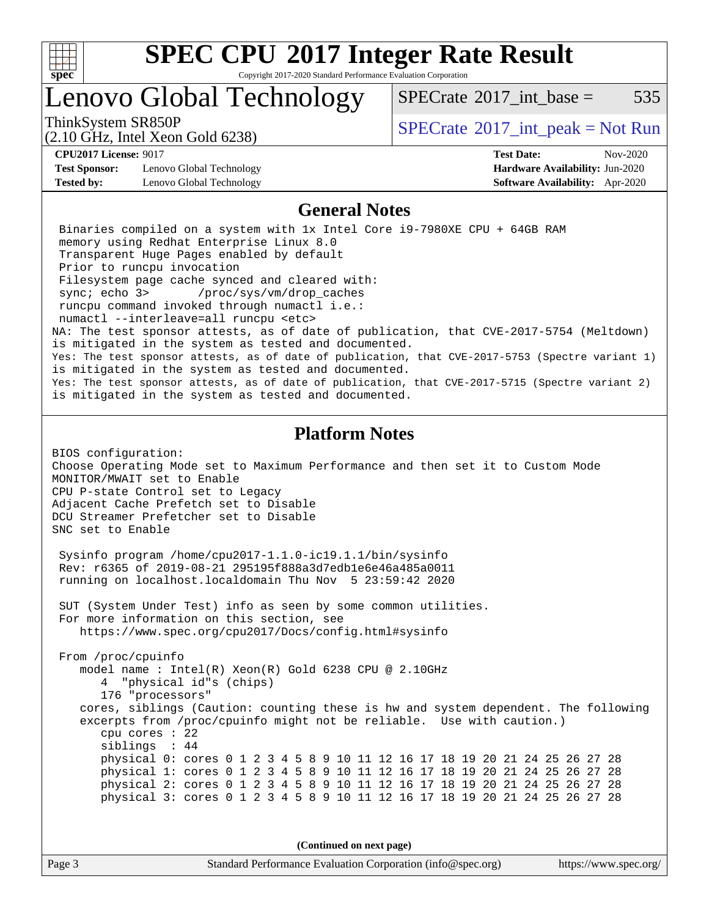# SPEC CPU 2017 Integer Rate Result

Copyright 2017-2020 Standard Performance Evaluation Corporation

## Lenovo Global Technology

ThinkSystem SR850P
(2.10 GHz, Intel Xeon Gold 6238)

SPECrate 2017_int_base = 535

SPECrate 2017_int_peak = Not Run

**CPU2017 License:** 9017
**Test Sponsor:** Lenovo Global Technology
**Tested by:** Lenovo Global Technology

**Test Date:** Nov-2020
**Hardware Availability:** Jun-2020
**Software Availability:** Apr-2020

### General Notes

```
 Binaries compiled on a system with 1x Intel Core i9-7980XE CPU + 64GB RAM
 memory using Redhat Enterprise Linux 8.0
 Transparent Huge Pages enabled by default
 Prior to runcpu invocation
 Filesystem page cache synced and cleared with:
 sync; echo 3>       /proc/sys/vm/drop_caches
 runcpu command invoked through numactl i.e.:
 numactl --interleave=all runcpu <etc>
NA: The test sponsor attests, as of date of publication, that CVE-2017-5754 (Meltdown)
is mitigated in the system as tested and documented.
Yes: The test sponsor attests, as of date of publication, that CVE-2017-5753 (Spectre variant 1)
is mitigated in the system as tested and documented.
Yes: The test sponsor attests, as of date of publication, that CVE-2017-5715 (Spectre variant 2)
is mitigated in the system as tested and documented.
```

### Platform Notes

```
BIOS configuration:
Choose Operating Mode set to Maximum Performance and then set it to Custom Mode
MONITOR/MWAIT set to Enable
CPU P-state Control set to Legacy
Adjacent Cache Prefetch set to Disable
DCU Streamer Prefetcher set to Disable
SNC set to Enable

 Sysinfo program /home/cpu2017-1.1.0-ic19.1.1/bin/sysinfo
 Rev: r6365 of 2019-08-21 295195f888a3d7edb1e6e46a485a0011
 running on localhost.localdomain Thu Nov  5 23:59:42 2020

 SUT (System Under Test) info as seen by some common utilities.
 For more information on this section, see
    https://www.spec.org/cpu2017/Docs/config.html#sysinfo

 From /proc/cpuinfo
    model name : Intel(R) Xeon(R) Gold 6238 CPU @ 2.10GHz
       4  "physical id"s (chips)
       176 "processors"
    cores, siblings (Caution: counting these is hw and system dependent. The following
    excerpts from /proc/cpuinfo might not be reliable.  Use with caution.)
       cpu cores : 22
       siblings  : 44
       physical 0: cores 0 1 2 3 4 5 8 9 10 11 12 16 17 18 19 20 21 24 25 26 27 28
       physical 1: cores 0 1 2 3 4 5 8 9 10 11 12 16 17 18 19 20 21 24 25 26 27 28
       physical 2: cores 0 1 2 3 4 5 8 9 10 11 12 16 17 18 19 20 21 24 25 26 27 28
       physical 3: cores 0 1 2 3 4 5 8 9 10 11 12 16 17 18 19 20 21 24 25 26 27 28
```

**(Continued on next page)**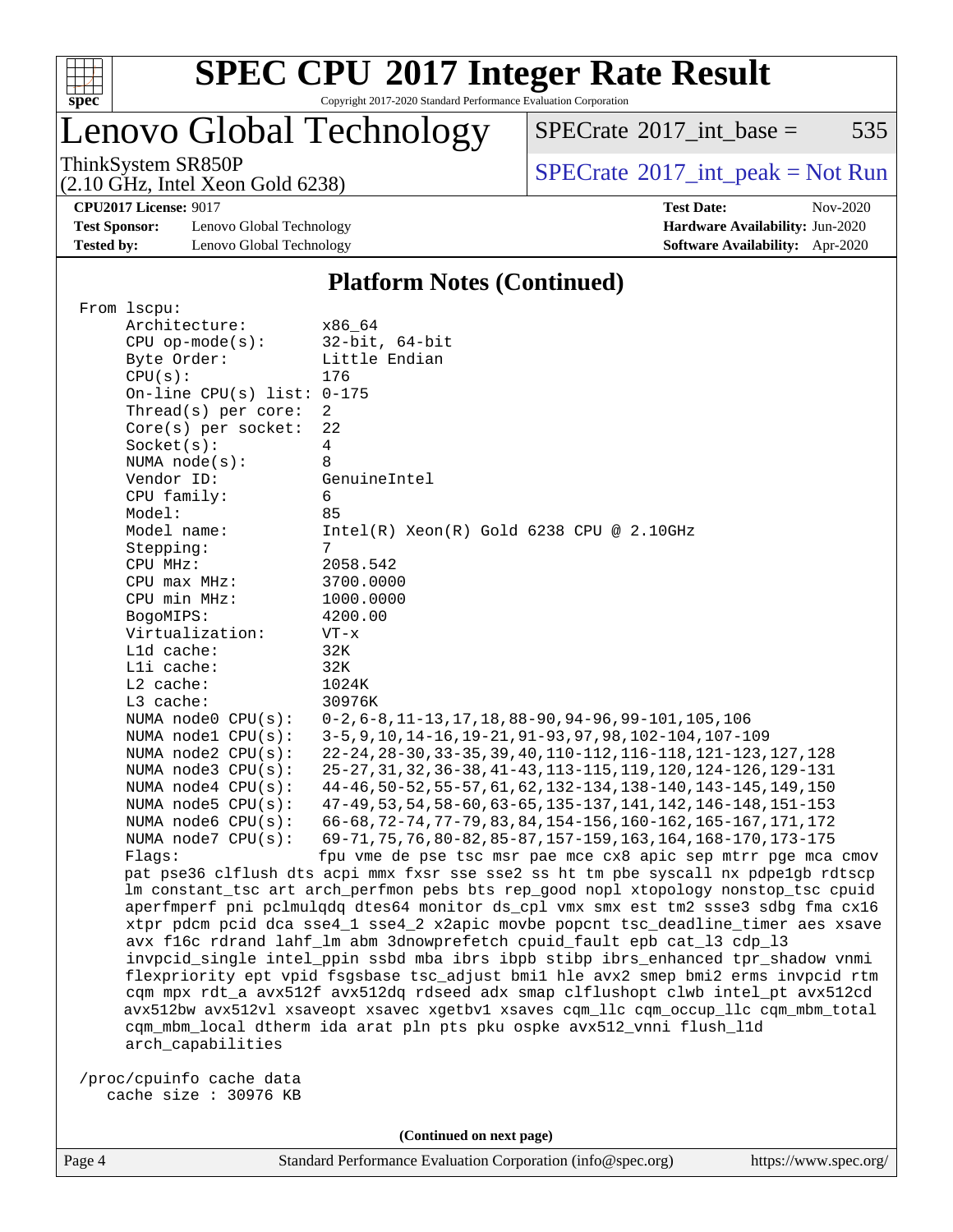# SPEC CPU 2017 Integer Rate Result

Copyright 2017-2020 Standard Performance Evaluation Corporation

## Lenovo Global Technology

ThinkSystem SR850P
(2.10 GHz, Intel Xeon Gold 6238)

SPECrate 2017_int_base = 535

SPECrate 2017_int_peak = Not Run

**CPU2017 License:** 9017
**Test Sponsor:** Lenovo Global Technology
**Tested by:** Lenovo Global Technology

**Test Date:** Nov-2020
**Hardware Availability:** Jun-2020
**Software Availability:** Apr-2020

### Platform Notes (Continued)

```
From lscpu:
     Architecture:          x86_64
     CPU op-mode(s):        32-bit, 64-bit
     Byte Order:            Little Endian
     CPU(s):                176
     On-line CPU(s) list: 0-175
     Thread(s) per core:   2
     Core(s) per socket:   22
     Socket(s):             4
     NUMA node(s):          8
     Vendor ID:             GenuineIntel
     CPU family:            6
     Model:                 85
     Model name:            Intel(R) Xeon(R) Gold 6238 CPU @ 2.10GHz
     Stepping:              7
     CPU MHz:               2058.542
     CPU max MHz:           3700.0000
     CPU min MHz:           1000.0000
     BogoMIPS:              4200.00
     Virtualization:        VT-x
     L1d cache:             32K
     L1i cache:             32K
     L2 cache:              1024K
     L3 cache:              30976K
     NUMA node0 CPU(s):     0-2,6-8,11-13,17,18,88-90,94-96,99-101,105,106
     NUMA node1 CPU(s):     3-5,9,10,14-16,19-21,91-93,97,98,102-104,107-109
     NUMA node2 CPU(s):     22-24,28-30,33-35,39,40,110-112,116-118,121-123,127,128
     NUMA node3 CPU(s):     25-27,31,32,36-38,41-43,113-115,119,120,124-126,129-131
     NUMA node4 CPU(s):     44-46,50-52,55-57,61,62,132-134,138-140,143-145,149,150
     NUMA node5 CPU(s):     47-49,53,54,58-60,63-65,135-137,141,142,146-148,151-153
     NUMA node6 CPU(s):     66-68,72-74,77-79,83,84,154-156,160-162,165-167,171,172
     NUMA node7 CPU(s):     69-71,75,76,80-82,85-87,157-159,163,164,168-170,173-175
     Flags:                 fpu vme de pse tsc msr pae mce cx8 apic sep mtrr pge mca cmov
     pat pse36 clflush dts acpi mmx fxsr sse sse2 ss ht tm pbe syscall nx pdpe1gb rdtscp
     lm constant_tsc art arch_perfmon pebs bts rep_good nopl xtopology nonstop_tsc cpuid
     aperfmperf pni pclmulqdq dtes64 monitor ds_cpl vmx smx est tm2 ssse3 sdbg fma cx16
     xtpr pdcm pcid dca sse4_1 sse4_2 x2apic movbe popcnt tsc_deadline_timer aes xsave
     avx f16c rdrand lahf_lm abm 3dnowprefetch cpuid_fault epb cat_l3 cdp_l3
     invpcid_single intel_ppin ssbd mba ibrs ibpb stibp ibrs_enhanced tpr_shadow vnmi
     flexpriority ept vpid fsgsbase tsc_adjust bmi1 hle avx2 smep bmi2 erms invpcid rtm
     cqm mpx rdt_a avx512f avx512dq rdseed adx smap clflushopt clwb intel_pt avx512cd
     avx512bw avx512vl xsaveopt xsavec xgetbv1 xsaves cqm_llc cqm_occup_llc cqm_mbm_total
     cqm_mbm_local dtherm ida arat pln pts pku ospke avx512_vnni flush_l1d
     arch_capabilities

 /proc/cpuinfo cache data
    cache size : 30976 KB
```

(Continued on next page)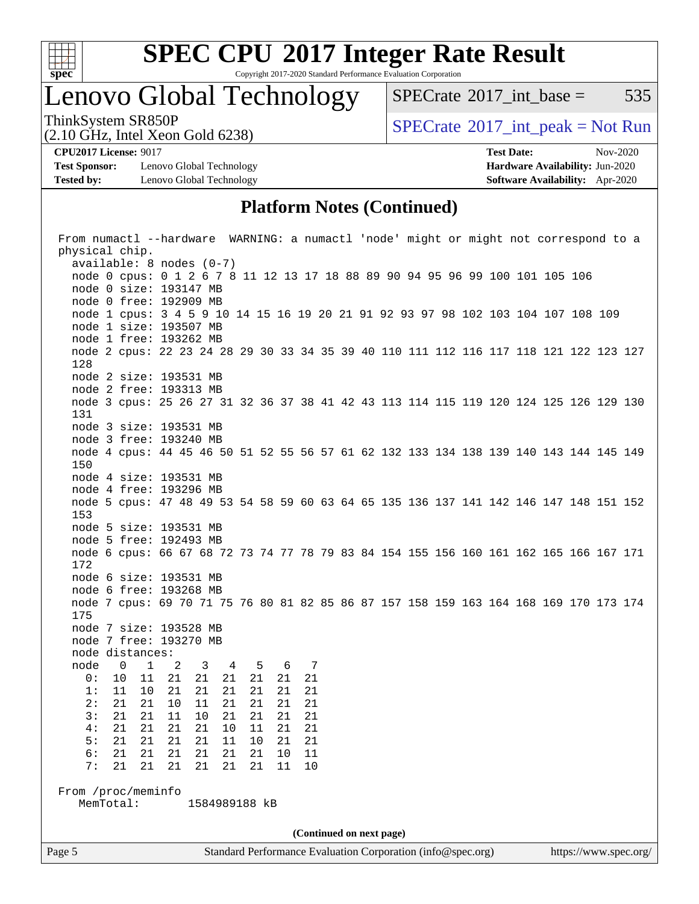## Platform Notes (Continued)

```
From numactl --hardware  WARNING: a numactl 'node' might or might not correspond to a
physical chip.
  available: 8 nodes (0-7)
  node 0 cpus: 0 1 2 6 7 8 11 12 13 17 18 88 89 90 94 95 96 99 100 101 105 106
  node 0 size: 193147 MB
  node 0 free: 192909 MB
  node 1 cpus: 3 4 5 9 10 14 15 16 19 20 21 91 92 93 97 98 102 103 104 107 108 109
  node 1 size: 193507 MB
  node 1 free: 193262 MB
  node 2 cpus: 22 23 24 28 29 30 33 34 35 39 40 110 111 112 116 117 118 121 122 123 127
  128
  node 2 size: 193531 MB
  node 2 free: 193313 MB
  node 3 cpus: 25 26 27 31 32 36 37 38 41 42 43 113 114 115 119 120 124 125 126 129 130
  131
  node 3 size: 193531 MB
  node 3 free: 193240 MB
  node 4 cpus: 44 45 46 50 51 52 55 56 57 61 62 132 133 134 138 139 140 143 144 145 149
  150
  node 4 size: 193531 MB
  node 4 free: 193296 MB
  node 5 cpus: 47 48 49 53 54 58 59 60 63 64 65 135 136 137 141 142 146 147 148 151 152
  153
  node 5 size: 193531 MB
  node 5 free: 192493 MB
  node 6 cpus: 66 67 68 72 73 74 77 78 79 83 84 154 155 156 160 161 162 165 166 167 171
  172
  node 6 size: 193531 MB
  node 6 free: 193268 MB
  node 7 cpus: 69 70 71 75 76 80 81 82 85 86 87 157 158 159 163 164 168 169 170 173 174
  175
  node 7 size: 193528 MB
  node 7 free: 193270 MB
  node distances:
  node   0   1   2   3   4   5   6   7
    0:  10  11  21  21  21  21  21  21
    1:  11  10  21  21  21  21  21  21
    2:  21  21  10  11  21  21  21  21
    3:  21  21  11  10  21  21  21  21
    4:  21  21  21  21  10  11  21  21
    5:  21  21  21  21  11  10  21  21
    6:  21  21  21  21  21  21  10  11
    7:  21  21  21  21  21  21  11  10

From /proc/meminfo
   MemTotal:       1584989188 kB
```

(Continued on next page)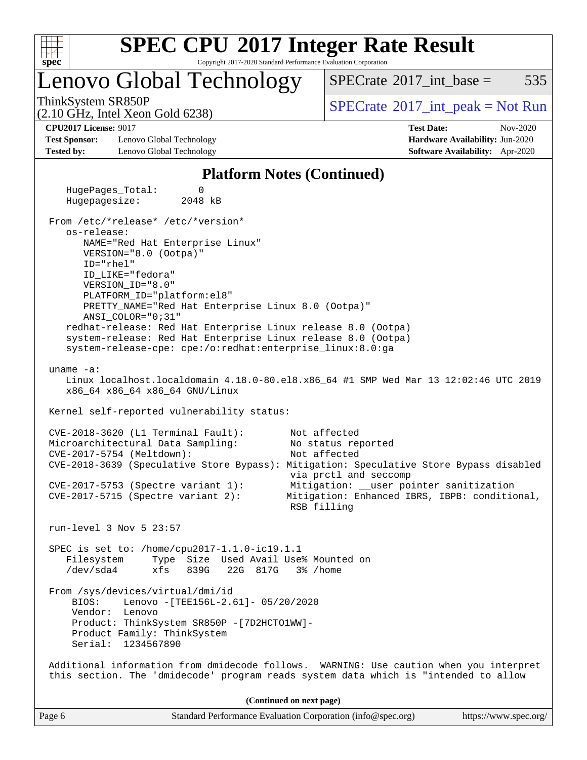# SPEC CPU 2017 Integer Rate Result

Copyright 2017-2020 Standard Performance Evaluation Corporation

## Lenovo Global Technology

ThinkSystem SR850P
(2.10 GHz, Intel Xeon Gold 6238)

SPECrate 2017_int_base = 535

SPECrate 2017_int_peak = Not Run

**CPU2017 License:** 9017
**Test Sponsor:** Lenovo Global Technology
**Tested by:** Lenovo Global Technology

**Test Date:** Nov-2020
**Hardware Availability:** Jun-2020
**Software Availability:** Apr-2020

### Platform Notes (Continued)

```
    HugePages_Total:       0
    Hugepagesize:       2048 kB

 From /etc/*release* /etc/*version*
    os-release:
       NAME="Red Hat Enterprise Linux"
       VERSION="8.0 (Ootpa)"
       ID="rhel"
       ID_LIKE="fedora"
       VERSION_ID="8.0"
       PLATFORM_ID="platform:el8"
       PRETTY_NAME="Red Hat Enterprise Linux 8.0 (Ootpa)"
       ANSI_COLOR="0;31"
    redhat-release: Red Hat Enterprise Linux release 8.0 (Ootpa)
    system-release: Red Hat Enterprise Linux release 8.0 (Ootpa)
    system-release-cpe: cpe:/o:redhat:enterprise_linux:8.0:ga

 uname -a:
    Linux localhost.localdomain 4.18.0-80.el8.x86_64 #1 SMP Wed Mar 13 12:02:46 UTC 2019
    x86_64 x86_64 x86_64 GNU/Linux

 Kernel self-reported vulnerability status:

 CVE-2018-3620 (L1 Terminal Fault):          Not affected
 Microarchitectural Data Sampling:           No status reported
 CVE-2017-5754 (Meltdown):                   Not affected
 CVE-2018-3639 (Speculative Store Bypass):  Mitigation: Speculative Store Bypass disabled
                                             via prctl and seccomp
 CVE-2017-5753 (Spectre variant 1):         Mitigation: __user pointer sanitization
 CVE-2017-5715 (Spectre variant 2):         Mitigation: Enhanced IBRS, IBPB: conditional,
                                             RSB filling

 run-level 3 Nov 5 23:57

 SPEC is set to: /home/cpu2017-1.1.0-ic19.1.1
    Filesystem     Type  Size  Used Avail Use% Mounted on
    /dev/sda4      xfs   839G   22G  817G   3% /home

 From /sys/devices/virtual/dmi/id
     BIOS:    Lenovo -[TEE156L-2.61]- 05/20/2020
     Vendor:  Lenovo
     Product: ThinkSystem SR850P -[7D2HCTO1WW]-
     Product Family: ThinkSystem
     Serial:  1234567890

 Additional information from dmidecode follows.  WARNING: Use caution when you interpret
 this section. The 'dmidecode' program reads system data which is "intended to allow
```

(Continued on next page)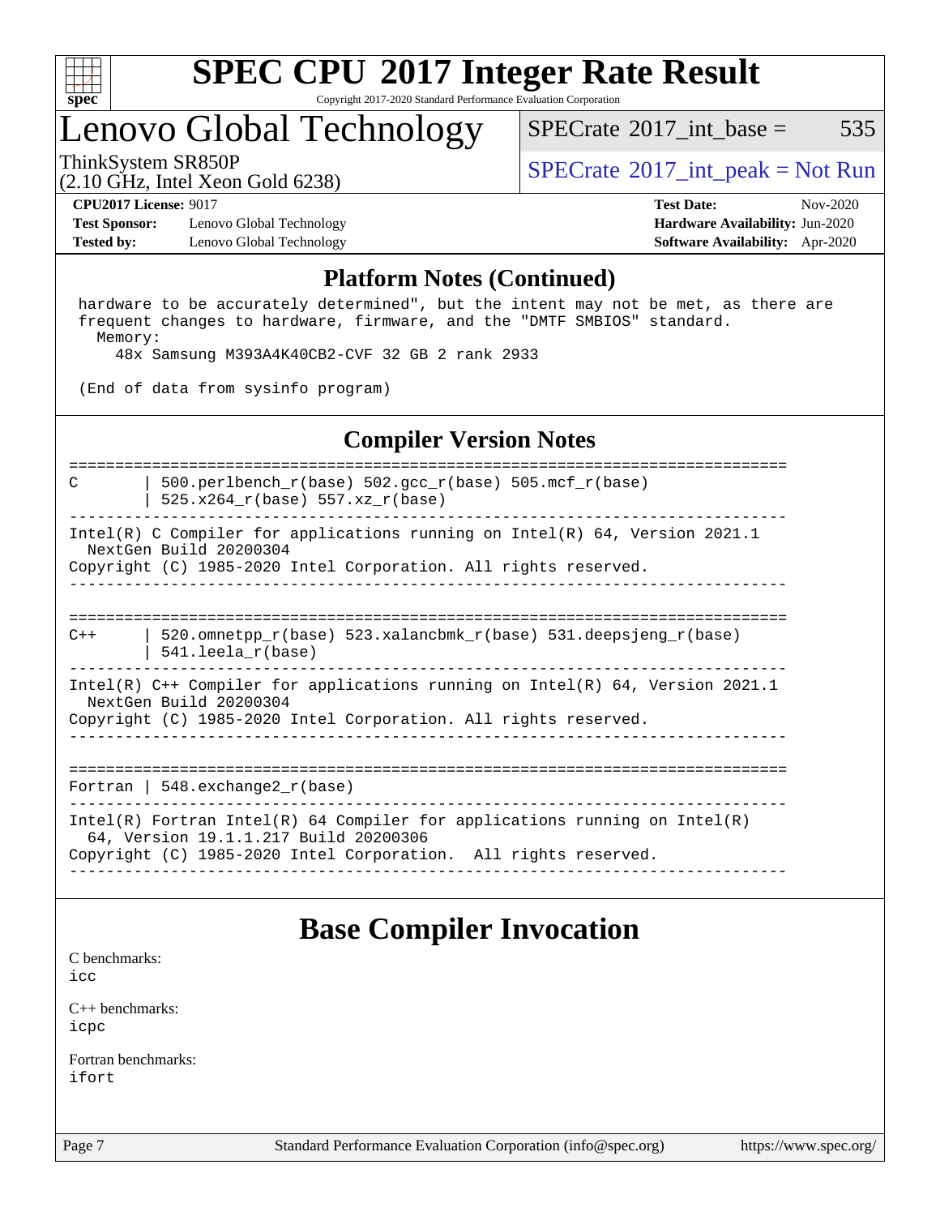## Platform Notes (Continued)

```
 hardware to be accurately determined", but the intent may not be met, as there are
 frequent changes to hardware, firmware, and the "DMTF SMBIOS" standard.
   Memory:
     48x Samsung M393A4K40CB2-CVF 32 GB 2 rank 2933

 (End of data from sysinfo program)
```

## Compiler Version Notes

```
==============================================================================
C       | 500.perlbench_r(base) 502.gcc_r(base) 505.mcf_r(base)
        | 525.x264_r(base) 557.xz_r(base)
------------------------------------------------------------------------------
Intel(R) C Compiler for applications running on Intel(R) 64, Version 2021.1
  NextGen Build 20200304
Copyright (C) 1985-2020 Intel Corporation. All rights reserved.
------------------------------------------------------------------------------

==============================================================================
C++     | 520.omnetpp_r(base) 523.xalancbmk_r(base) 531.deepsjeng_r(base)
        | 541.leela_r(base)
------------------------------------------------------------------------------
Intel(R) C++ Compiler for applications running on Intel(R) 64, Version 2021.1
  NextGen Build 20200304
Copyright (C) 1985-2020 Intel Corporation. All rights reserved.
------------------------------------------------------------------------------

==============================================================================
Fortran | 548.exchange2_r(base)
------------------------------------------------------------------------------
Intel(R) Fortran Intel(R) 64 Compiler for applications running on Intel(R)
  64, Version 19.1.1.217 Build 20200306
Copyright (C) 1985-2020 Intel Corporation.  All rights reserved.
------------------------------------------------------------------------------
```

# Base Compiler Invocation

C benchmarks:
icc

C++ benchmarks:
icpc

Fortran benchmarks:
ifort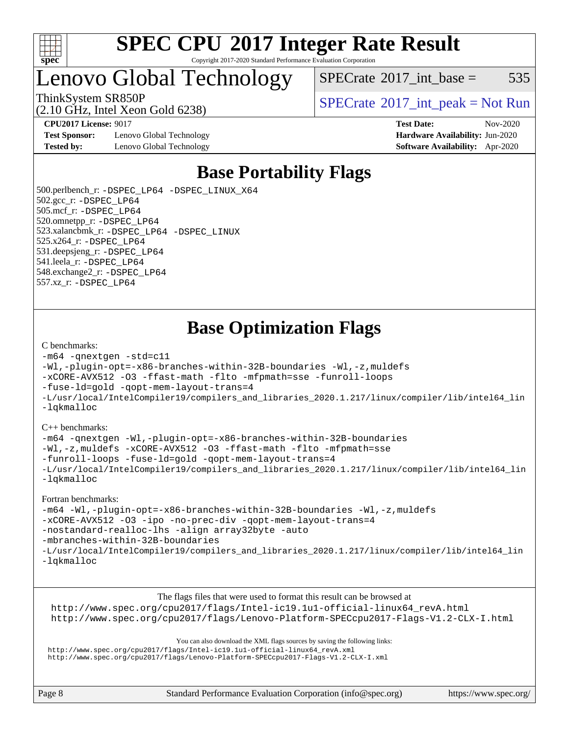# SPEC CPU 2017 Integer Rate Result

Copyright 2017-2020 Standard Performance Evaluation Corporation

## Lenovo Global Technology

ThinkSystem SR850P
(2.10 GHz, Intel Xeon Gold 6238)

SPECrate 2017_int_base = 535

SPECrate 2017_int_peak = Not Run

**CPU2017 License:** 9017
**Test Sponsor:** Lenovo Global Technology
**Tested by:** Lenovo Global Technology

**Test Date:** Nov-2020
**Hardware Availability:** Jun-2020
**Software Availability:** Apr-2020

## Base Portability Flags

500.perlbench_r: -DSPEC_LP64 -DSPEC_LINUX_X64
502.gcc_r: -DSPEC_LP64
505.mcf_r: -DSPEC_LP64
520.omnetpp_r: -DSPEC_LP64
523.xalancbmk_r: -DSPEC_LP64 -DSPEC_LINUX
525.x264_r: -DSPEC_LP64
531.deepsjeng_r: -DSPEC_LP64
541.leela_r: -DSPEC_LP64
548.exchange2_r: -DSPEC_LP64
557.xz_r: -DSPEC_LP64

## Base Optimization Flags

C benchmarks:

```
-m64 -qnextgen -std=c11
-Wl,-plugin-opt=-x86-branches-within-32B-boundaries -Wl,-z,muldefs
-xCORE-AVX512 -O3 -ffast-math -flto -mfpmath=sse -funroll-loops
-fuse-ld=gold -qopt-mem-layout-trans=4
-L/usr/local/IntelCompiler19/compilers_and_libraries_2020.1.217/linux/compiler/lib/intel64_lin
-lqkmalloc
```

C++ benchmarks:

```
-m64 -qnextgen -Wl,-plugin-opt=-x86-branches-within-32B-boundaries
-Wl,-z,muldefs -xCORE-AVX512 -O3 -ffast-math -flto -mfpmath=sse
-funroll-loops -fuse-ld=gold -qopt-mem-layout-trans=4
-L/usr/local/IntelCompiler19/compilers_and_libraries_2020.1.217/linux/compiler/lib/intel64_lin
-lqkmalloc
```

Fortran benchmarks:

```
-m64 -Wl,-plugin-opt=-x86-branches-within-32B-boundaries -Wl,-z,muldefs
-xCORE-AVX512 -O3 -ipo -no-prec-div -qopt-mem-layout-trans=4
-nostandard-realloc-lhs -align array32byte -auto
-mbranches-within-32B-boundaries
-L/usr/local/IntelCompiler19/compilers_and_libraries_2020.1.217/linux/compiler/lib/intel64_lin
-lqkmalloc
```

The flags files that were used to format this result can be browsed at
http://www.spec.org/cpu2017/flags/Intel-ic19.1u1-official-linux64_revA.html
http://www.spec.org/cpu2017/flags/Lenovo-Platform-SPECcpu2017-Flags-V1.2-CLX-I.html

You can also download the XML flags sources by saving the following links:
http://www.spec.org/cpu2017/flags/Intel-ic19.1u1-official-linux64_revA.xml
http://www.spec.org/cpu2017/flags/Lenovo-Platform-SPECcpu2017-Flags-V1.2-CLX-I.xml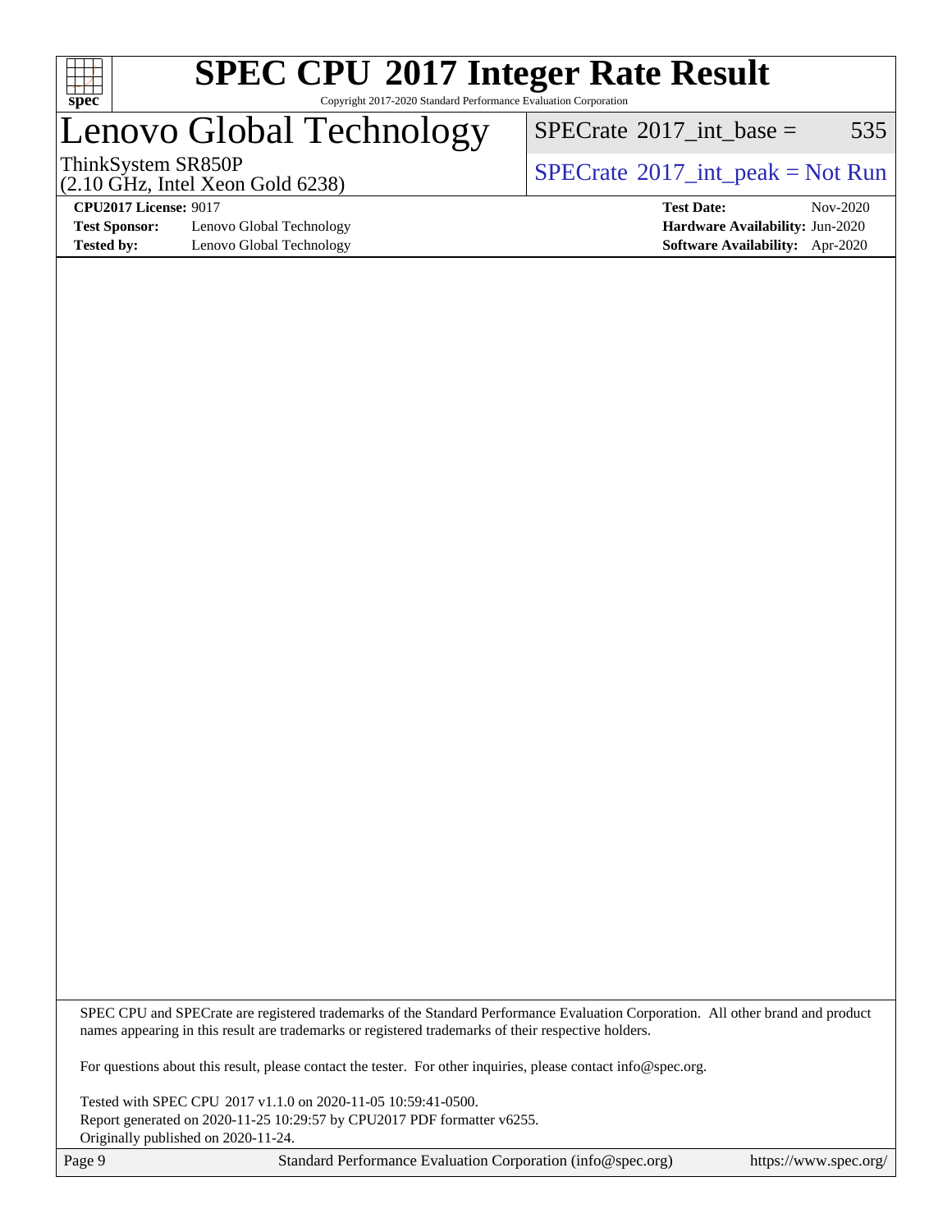SPEC CPU and SPECrate are registered trademarks of the Standard Performance Evaluation Corporation. All other brand and product names appearing in this result are trademarks or registered trademarks of their respective holders.

For questions about this result, please contact the tester. For other inquiries, please contact info@spec.org.

Tested with SPEC CPU 2017 v1.1.0 on 2020-11-05 10:59:41-0500.
Report generated on 2020-11-25 10:29:57 by CPU2017 PDF formatter v6255.
Originally published on 2020-11-24.